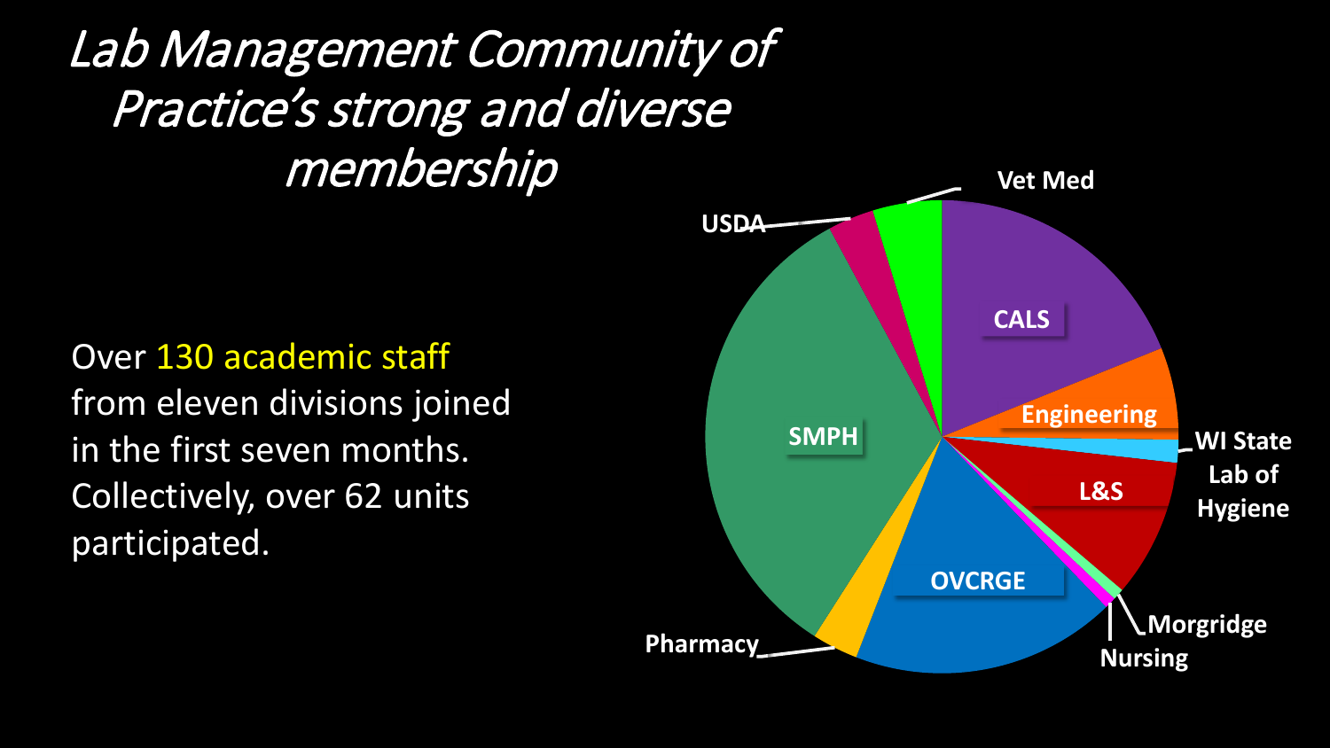# *Lab Management Community of Practice's strong and diverse membership*

Over 130 academic staff from eleven divisions joined in the first seven months. Collectively, over 62 units participated.

Vet Med

USDA

CALS

Engineering

WI State Lab of Hygiene

SMPH

L&S

OVCRGE

Pharmacy

Morgridge

Nursing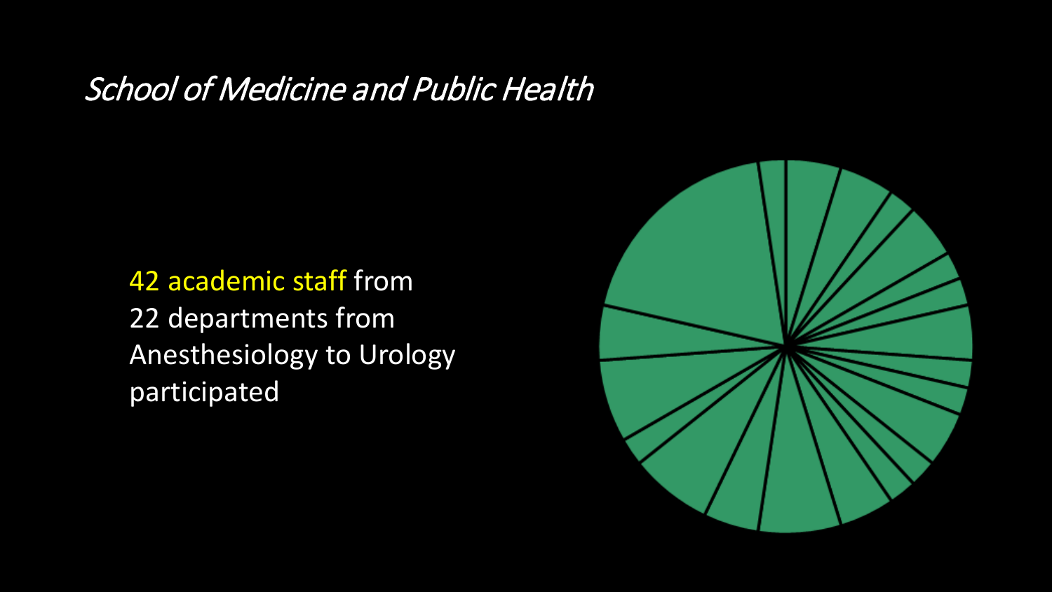## *School of Medicine and Public Health*

42 academic staff from 22 departments from Anesthesiology to Urology participated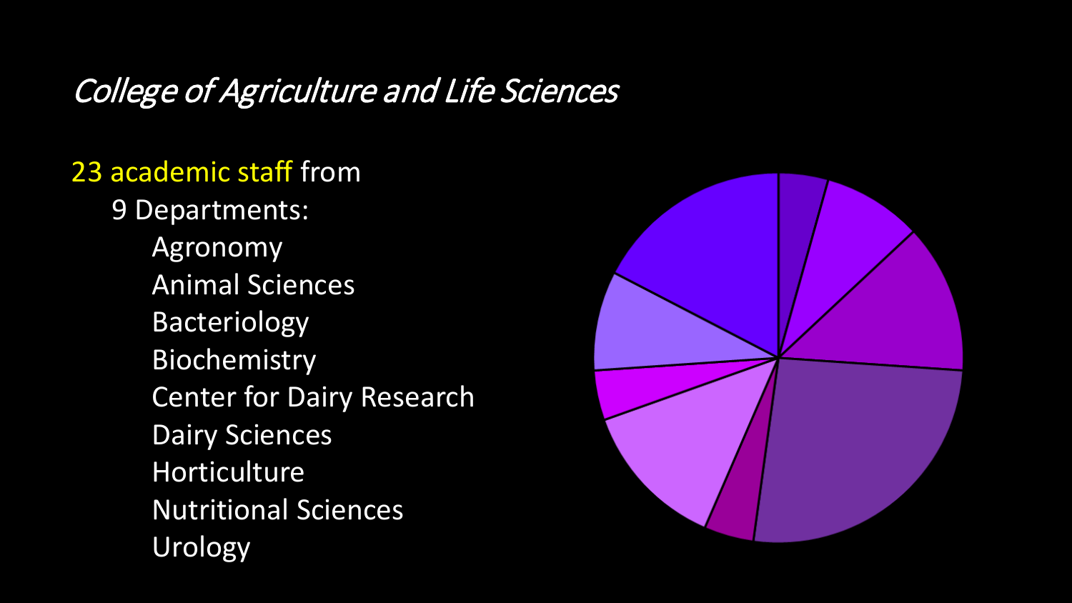## *College of Agriculture and Life Sciences*

23 academic staff from

- 9 Departments:
  - Agronomy
  - Animal Sciences
  - Bacteriology
  - Biochemistry
  - Center for Dairy Research
  - Dairy Sciences
  - Horticulture
  - Nutritional Sciences
  - Urology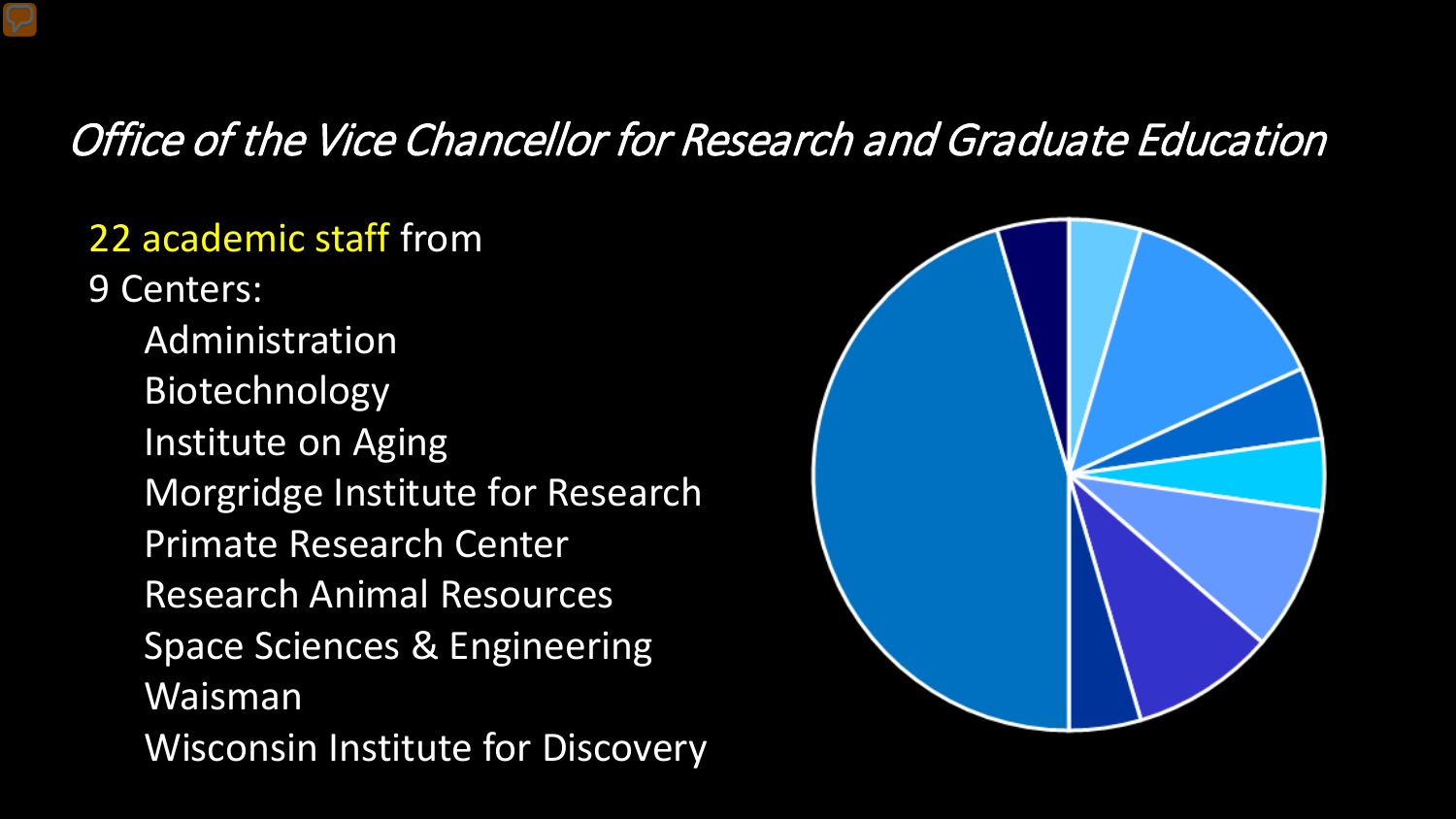# *Office of the Vice Chancellor for Research and Graduate Education*

22 academic staff from

9 Centers:

- Administration
- Biotechnology
- Institute on Aging
- Morgridge Institute for Research
- Primate Research Center
- Research Animal Resources
- Space Sciences & Engineering
- Waisman
- Wisconsin Institute for Discovery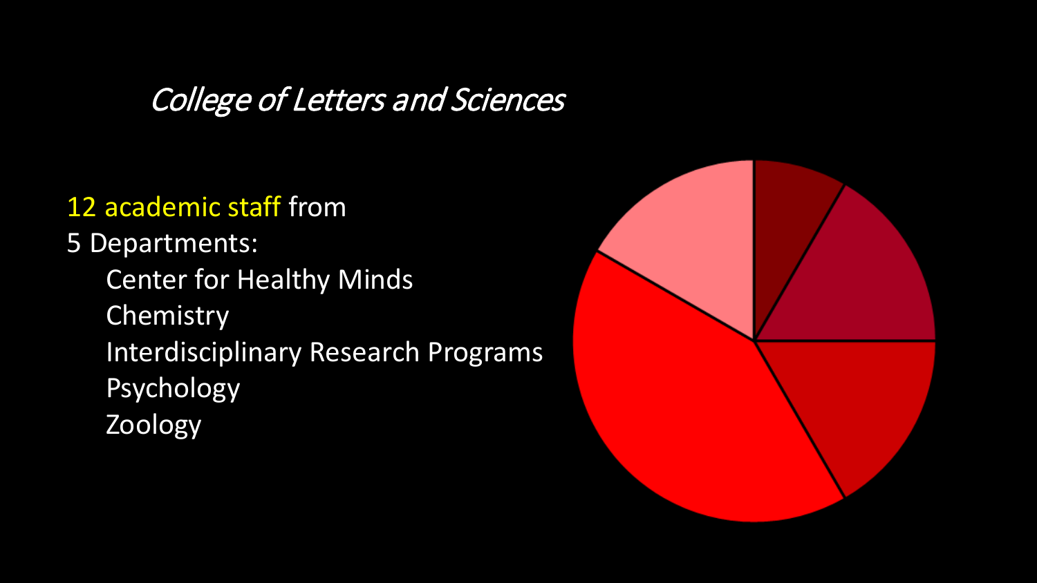## *College of Letters and Sciences*

12 academic staff from
5 Departments:

- Center for Healthy Minds
- Chemistry
- Interdisciplinary Research Programs
- Psychology
- Zoology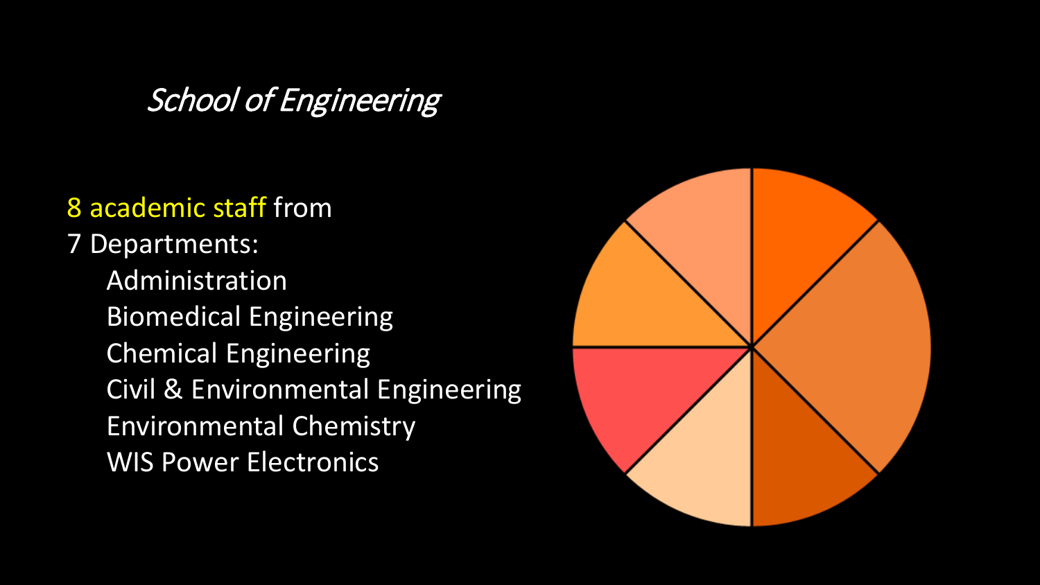*School of Engineering*

8 academic staff from

7 Departments:

- Administration
- Biomedical Engineering
- Chemical Engineering
- Civil & Environmental Engineering
- Environmental Chemistry
- WIS Power Electronics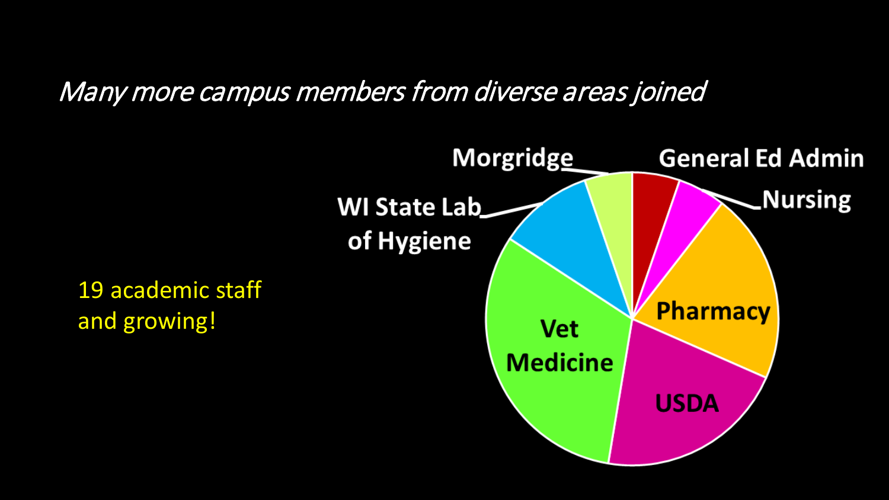*Many more campus members from diverse areas joined*

19 academic staff and growing!

- Morgridge
- General Ed Admin
- Nursing
- WI State Lab of Hygiene
- Pharmacy
- Vet Medicine
- USDA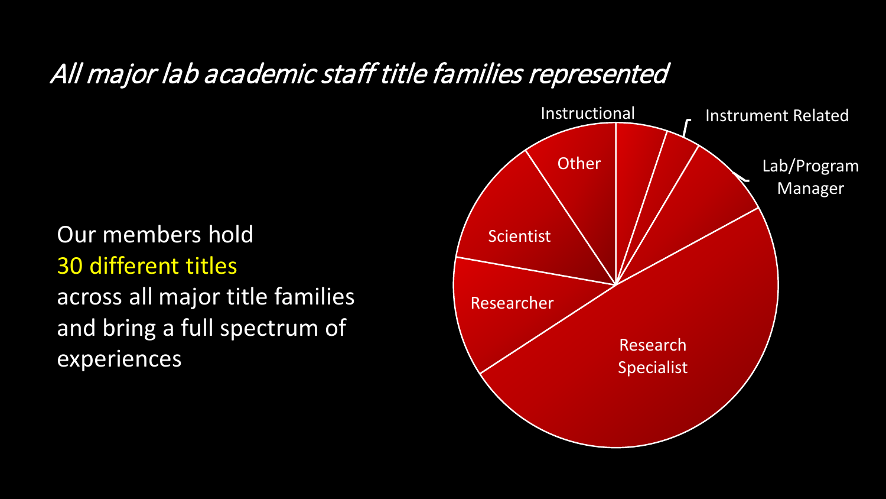## *All major lab academic staff title families represented*

Our members hold 30 different titles across all major title families and bring a full spectrum of experiences

Instructional

Instrument Related

Lab/Program Manager

Other

Scientist

Researcher

Research Specialist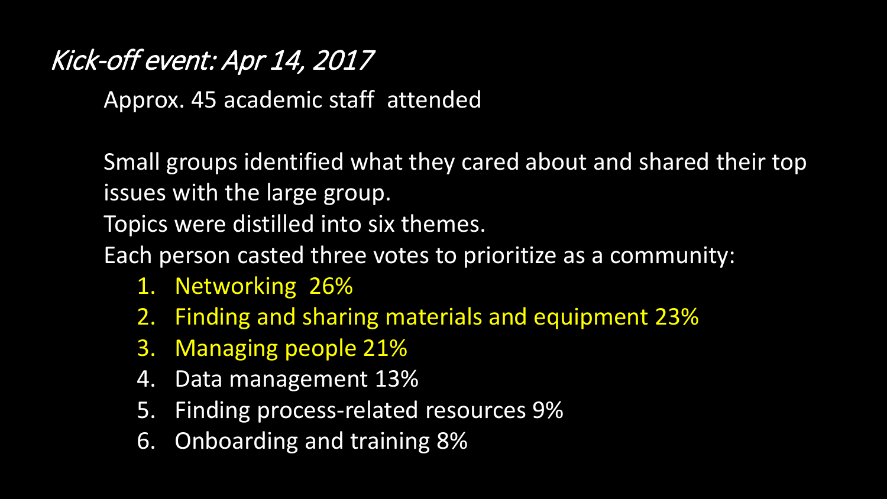## *Kick-off event: Apr 14, 2017*

Approx. 45 academic staff attended

Small groups identified what they cared about and shared their top issues with the large group.
Topics were distilled into six themes.
Each person casted three votes to prioritize as a community:

1. Networking 26%
2. Finding and sharing materials and equipment 23%
3. Managing people 21%
4. Data management 13%
5. Finding process-related resources 9%
6. Onboarding and training 8%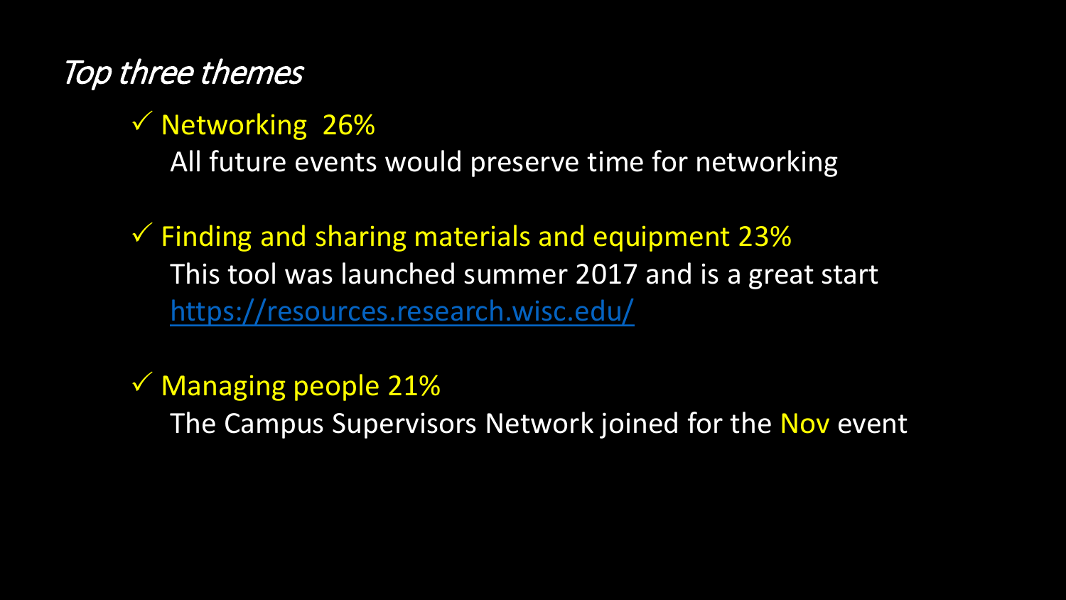*Top three themes*

- ✓ Networking 26%

  All future events would preserve time for networking

- ✓ Finding and sharing materials and equipment 23%

  This tool was launched summer 2017 and is a great start
  https://resources.research.wisc.edu/

- ✓ Managing people 21%

  The Campus Supervisors Network joined for the Nov event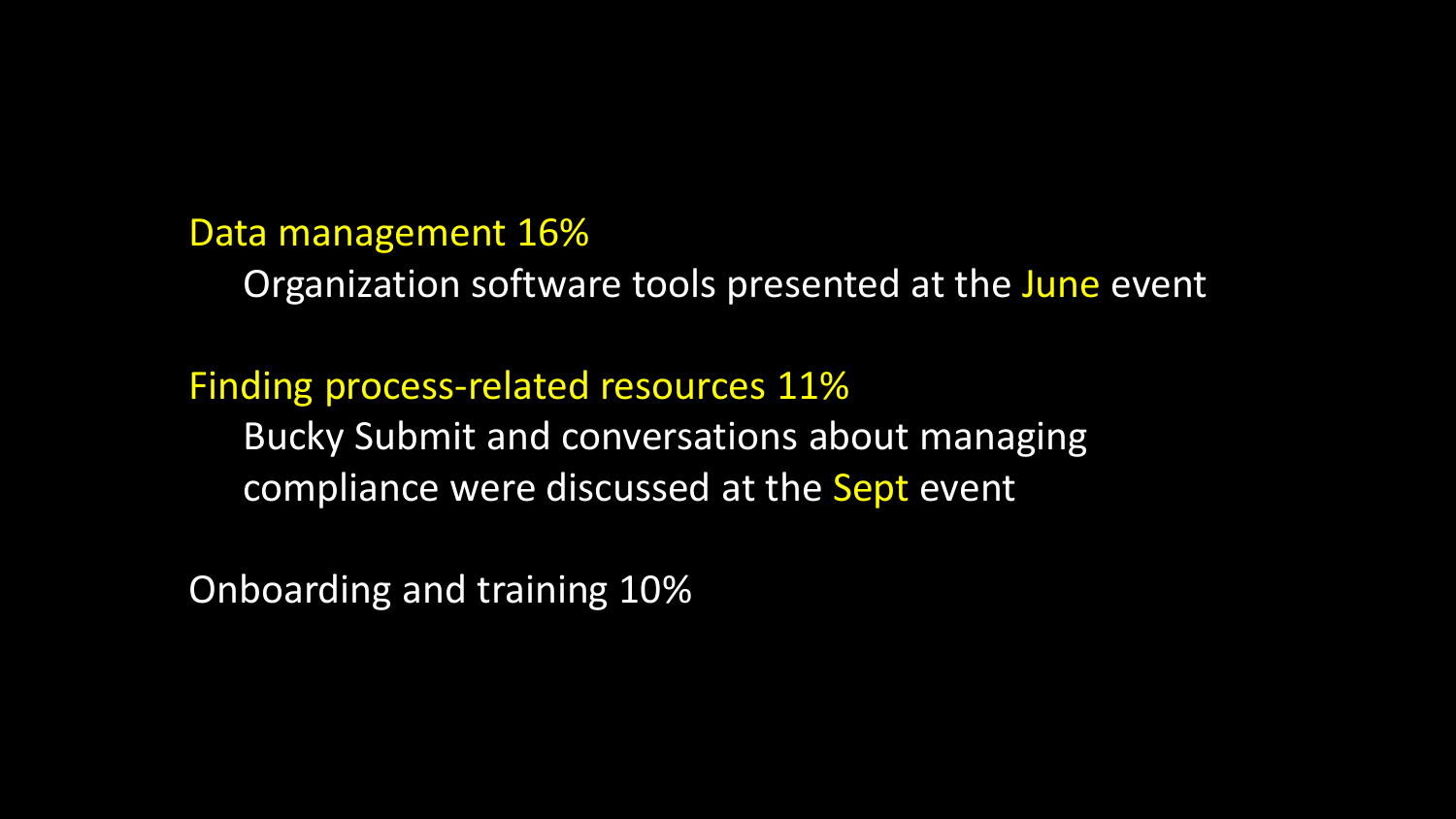Data management 16%

  Organization software tools presented at the June event

Finding process-related resources 11%

  Bucky Submit and conversations about managing compliance were discussed at the Sept event

Onboarding and training 10%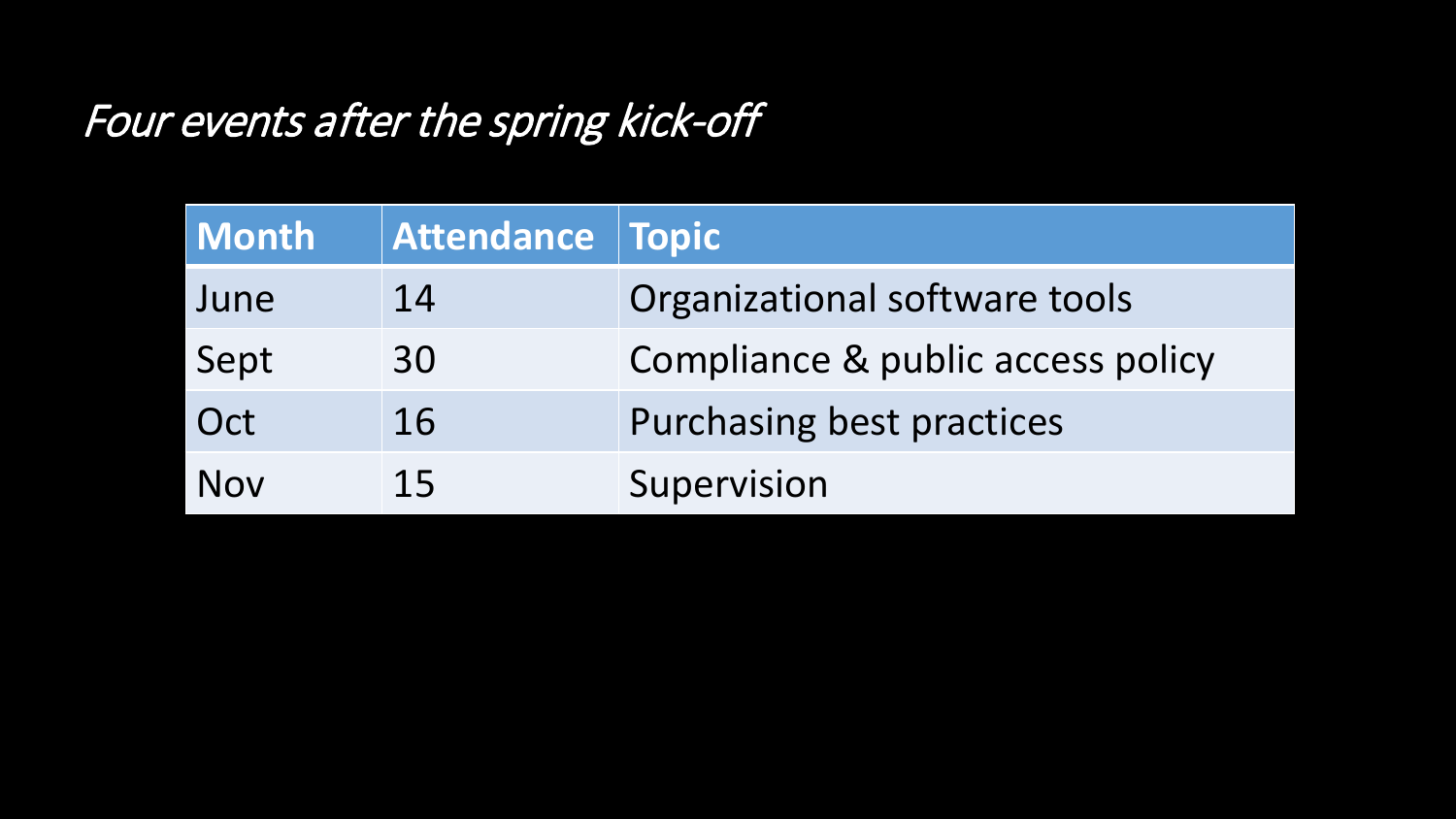# *Four events after the spring kick-off*

| Month | Attendance | Topic |
|---|---|---|
| June | 14 | Organizational software tools |
| Sept | 30 | Compliance & public access policy |
| Oct | 16 | Purchasing best practices |
| Nov | 15 | Supervision |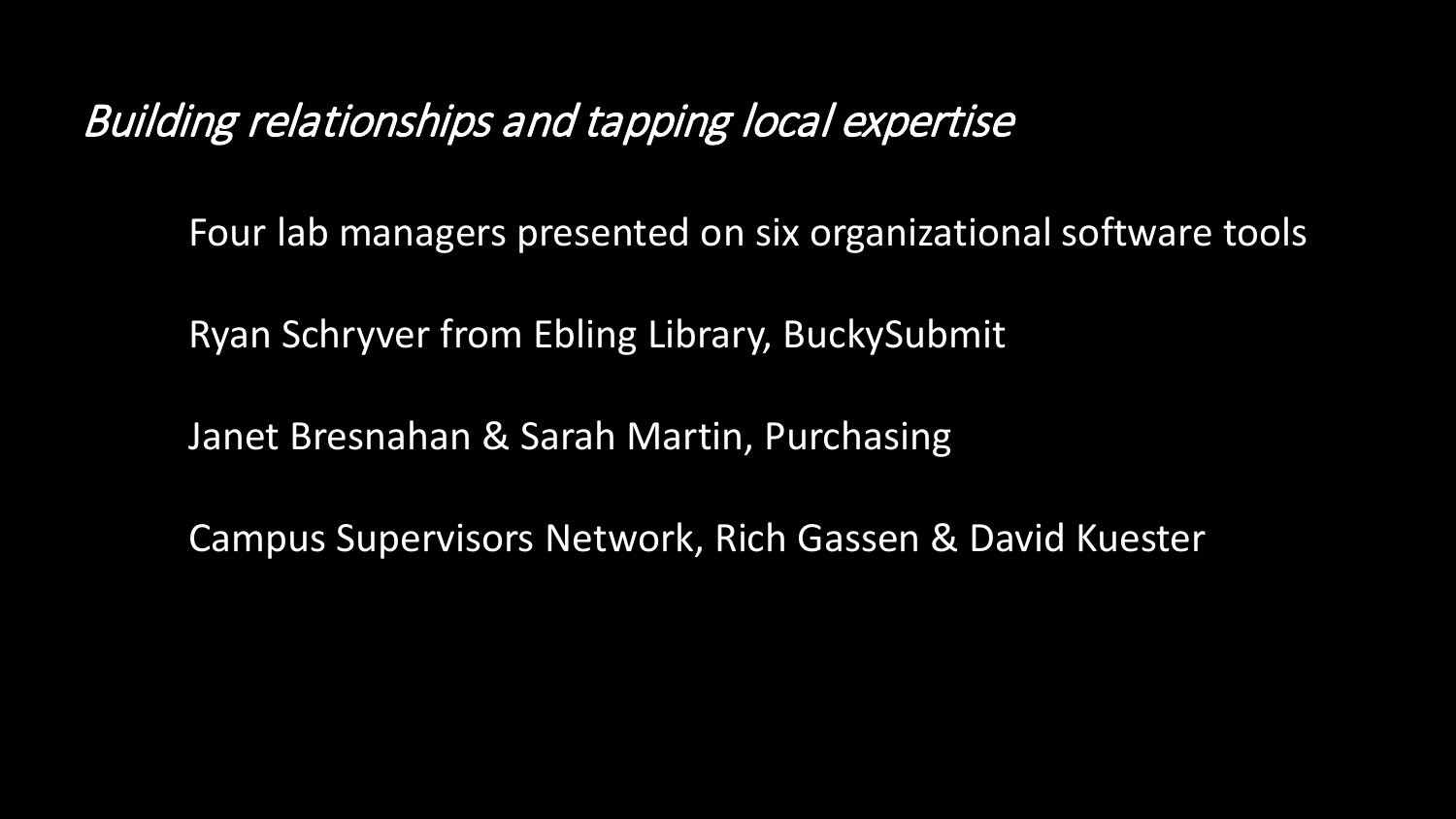# *Building relationships and tapping local expertise*

Four lab managers presented on six organizational software tools

Ryan Schryver from Ebling Library, BuckySubmit

Janet Bresnahan & Sarah Martin, Purchasing

Campus Supervisors Network, Rich Gassen & David Kuester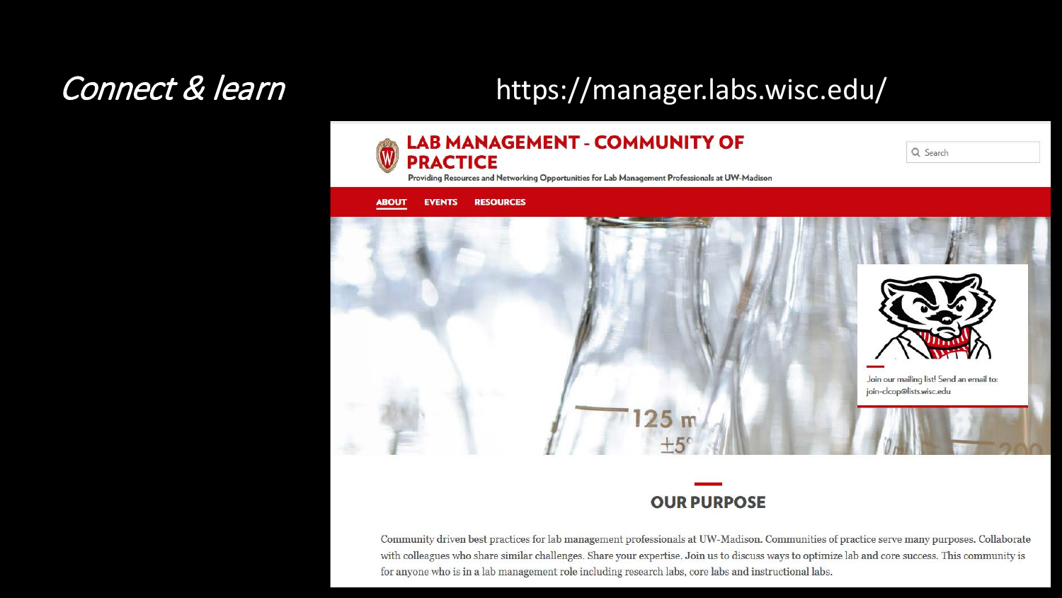*Connect & learn*

https://manager.labs.wisc.edu/

# LAB MANAGEMENT - COMMUNITY OF PRACTICE

Providing Resources and Networking Opportunities for Lab Management Professionals at UW-Madison

Search

ABOUT EVENTS RESOURCES

Join our mailing list! Send an email to: join-clcop@lists.wisc.edu

## OUR PURPOSE

Community driven best practices for lab management professionals at UW-Madison. Communities of practice serve many purposes. Collaborate with colleagues who share similar challenges. Share your expertise. Join us to discuss ways to optimize lab and core success. This community is for anyone who is in a lab management role including research labs, core labs and instructional labs.